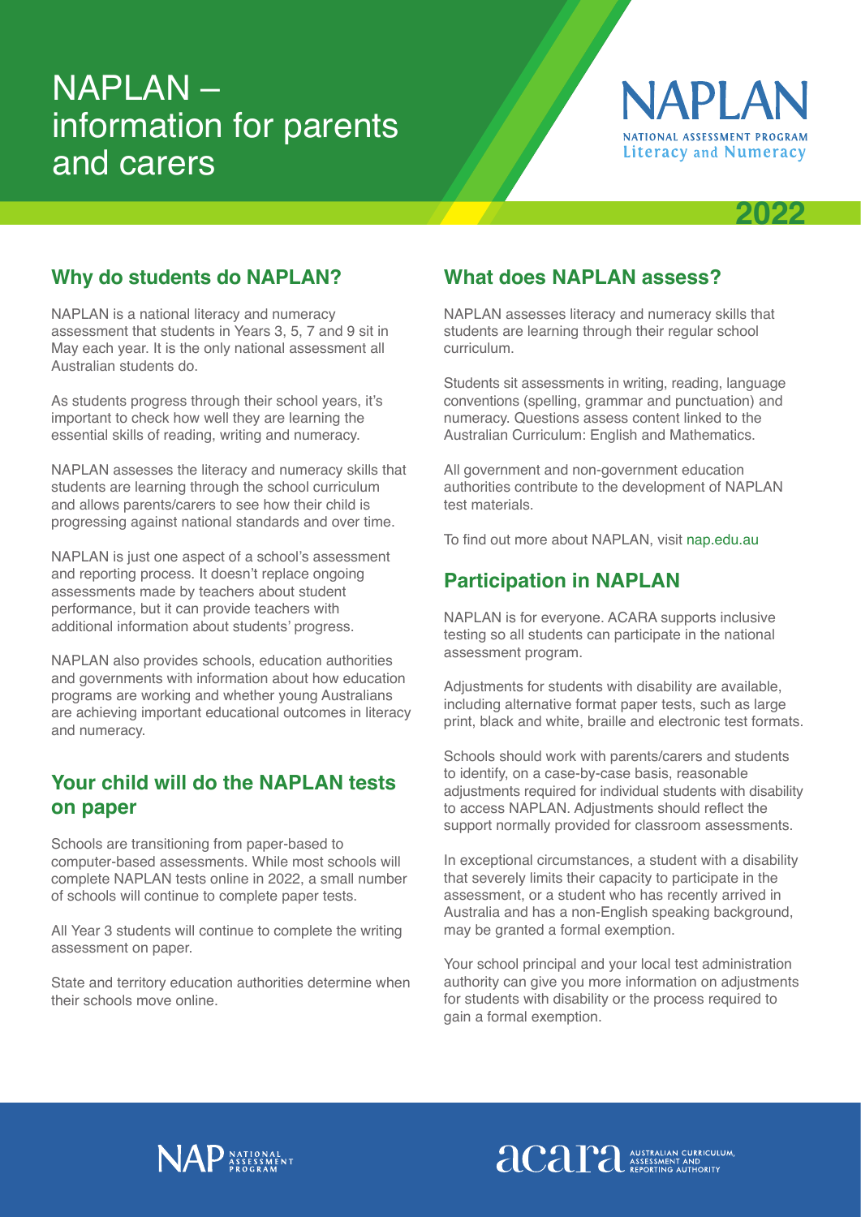# NAPLAN – information for parents and carers

NAPLAN
NATIONAL ASSESSMENT PROGRAM
Literacy and Numeracy

2022

## Why do students do NAPLAN?

NAPLAN is a national literacy and numeracy assessment that students in Years 3, 5, 7 and 9 sit in May each year. It is the only national assessment all Australian students do.

As students progress through their school years, it's important to check how well they are learning the essential skills of reading, writing and numeracy.

NAPLAN assesses the literacy and numeracy skills that students are learning through the school curriculum and allows parents/carers to see how their child is progressing against national standards and over time.

NAPLAN is just one aspect of a school's assessment and reporting process. It doesn't replace ongoing assessments made by teachers about student performance, but it can provide teachers with additional information about students' progress.

NAPLAN also provides schools, education authorities and governments with information about how education programs are working and whether young Australians are achieving important educational outcomes in literacy and numeracy.

## Your child will do the NAPLAN tests on paper

Schools are transitioning from paper-based to computer-based assessments. While most schools will complete NAPLAN tests online in 2022, a small number of schools will continue to complete paper tests.

All Year 3 students will continue to complete the writing assessment on paper.

State and territory education authorities determine when their schools move online.

## What does NAPLAN assess?

NAPLAN assesses literacy and numeracy skills that students are learning through their regular school curriculum.

Students sit assessments in writing, reading, language conventions (spelling, grammar and punctuation) and numeracy. Questions assess content linked to the Australian Curriculum: English and Mathematics.

All government and non-government education authorities contribute to the development of NAPLAN test materials.

To find out more about NAPLAN, visit nap.edu.au

## Participation in NAPLAN

NAPLAN is for everyone. ACARA supports inclusive testing so all students can participate in the national assessment program.

Adjustments for students with disability are available, including alternative format paper tests, such as large print, black and white, braille and electronic test formats.

Schools should work with parents/carers and students to identify, on a case-by-case basis, reasonable adjustments required for individual students with disability to access NAPLAN. Adjustments should reflect the support normally provided for classroom assessments.

In exceptional circumstances, a student with a disability that severely limits their capacity to participate in the assessment, or a student who has recently arrived in Australia and has a non-English speaking background, may be granted a formal exemption.

Your school principal and your local test administration authority can give you more information on adjustments for students with disability or the process required to gain a formal exemption.

NAP NATIONAL ASSESSMENT PROGRAM

acara AUSTRALIAN CURRICULUM, ASSESSMENT AND REPORTING AUTHORITY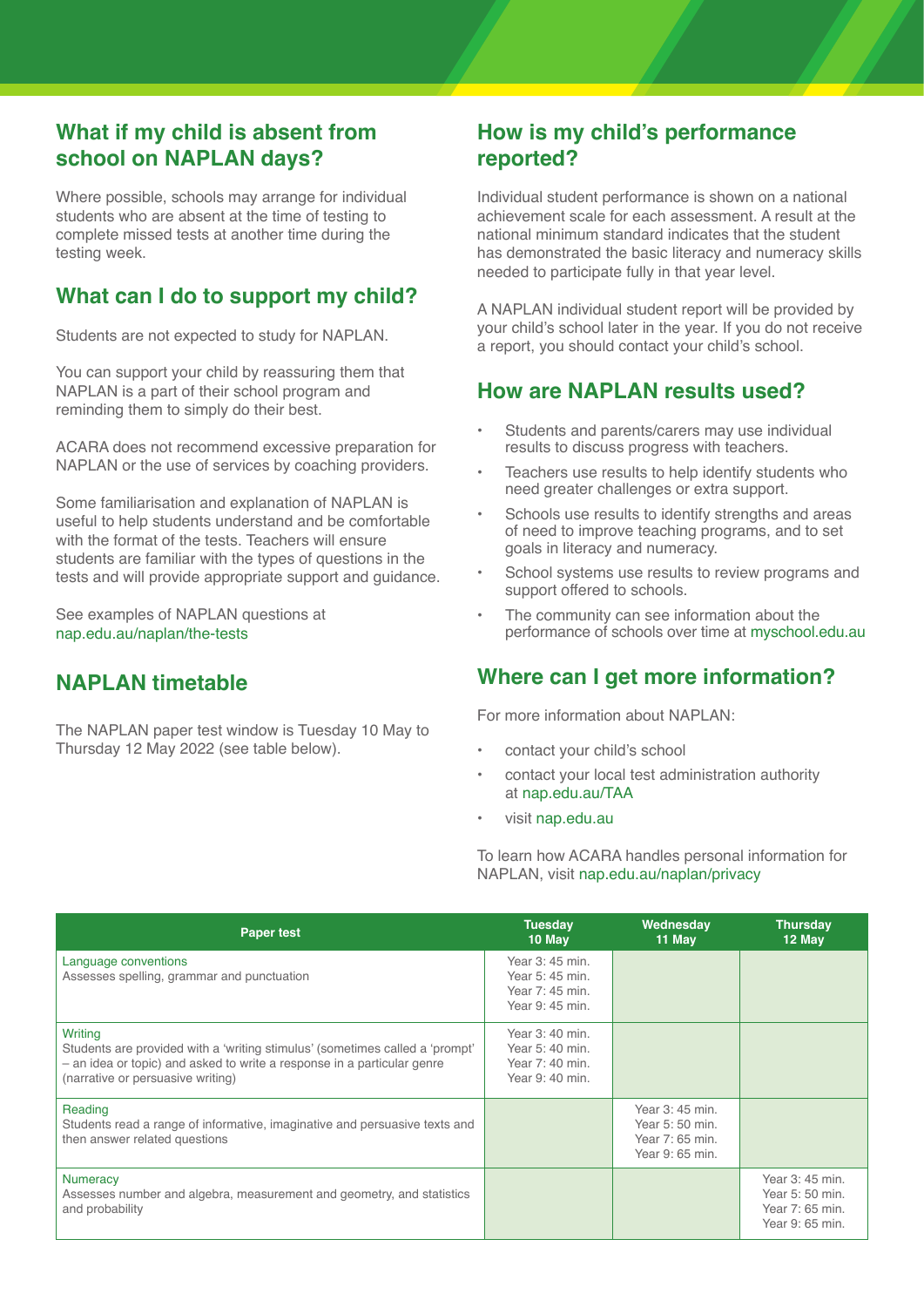## What if my child is absent from school on NAPLAN days?

Where possible, schools may arrange for individual students who are absent at the time of testing to complete missed tests at another time during the testing week.

## What can I do to support my child?

Students are not expected to study for NAPLAN.

You can support your child by reassuring them that NAPLAN is a part of their school program and reminding them to simply do their best.

ACARA does not recommend excessive preparation for NAPLAN or the use of services by coaching providers.

Some familiarisation and explanation of NAPLAN is useful to help students understand and be comfortable with the format of the tests. Teachers will ensure students are familiar with the types of questions in the tests and will provide appropriate support and guidance.

See examples of NAPLAN questions at nap.edu.au/naplan/the-tests

## NAPLAN timetable

The NAPLAN paper test window is Tuesday 10 May to Thursday 12 May 2022 (see table below).

## How is my child's performance reported?

Individual student performance is shown on a national achievement scale for each assessment. A result at the national minimum standard indicates that the student has demonstrated the basic literacy and numeracy skills needed to participate fully in that year level.

A NAPLAN individual student report will be provided by your child's school later in the year. If you do not receive a report, you should contact your child's school.

## How are NAPLAN results used?

- Students and parents/carers may use individual results to discuss progress with teachers.
- Teachers use results to help identify students who need greater challenges or extra support.
- Schools use results to identify strengths and areas of need to improve teaching programs, and to set goals in literacy and numeracy.
- School systems use results to review programs and support offered to schools.
- The community can see information about the performance of schools over time at myschool.edu.au

## Where can I get more information?

For more information about NAPLAN:

- contact your child's school
- contact your local test administration authority at nap.edu.au/TAA
- visit nap.edu.au

To learn how ACARA handles personal information for NAPLAN, visit nap.edu.au/naplan/privacy

| Paper test | Tuesday 10 May | Wednesday 11 May | Thursday 12 May |
|---|---|---|---|
| Language conventions<br>Assesses spelling, grammar and punctuation | Year 3: 45 min.<br>Year 5: 45 min.<br>Year 7: 45 min.<br>Year 9: 45 min. | | |
| Writing<br>Students are provided with a 'writing stimulus' (sometimes called a 'prompt' – an idea or topic) and asked to write a response in a particular genre (narrative or persuasive writing) | Year 3: 40 min.<br>Year 5: 40 min.<br>Year 7: 40 min.<br>Year 9: 40 min. | | |
| Reading<br>Students read a range of informative, imaginative and persuasive texts and then answer related questions | | Year 3: 45 min.<br>Year 5: 50 min.<br>Year 7: 65 min.<br>Year 9: 65 min. | |
| Numeracy<br>Assesses number and algebra, measurement and geometry, and statistics and probability | | | Year 3: 45 min.<br>Year 5: 50 min.<br>Year 7: 65 min.<br>Year 9: 65 min. |